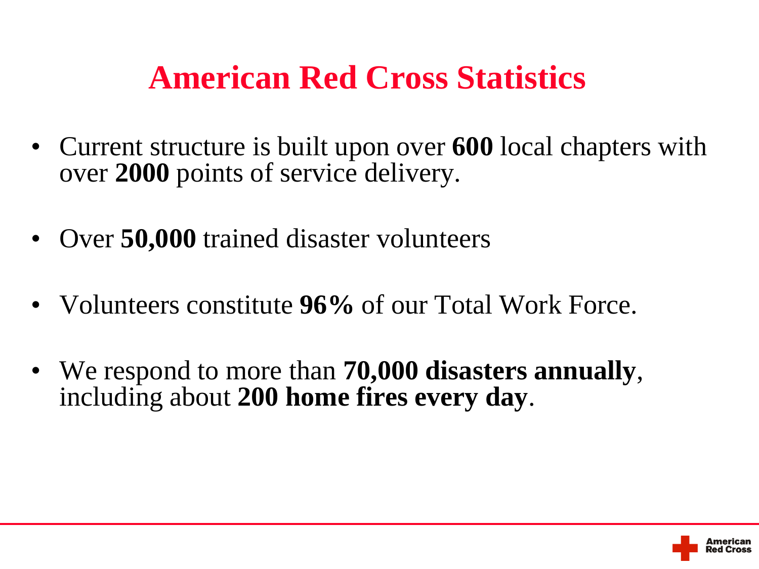# American Red Cross Statistics

- Current structure is built upon over **600** local chapters with over **2000** points of service delivery.
- Over **50,000** trained disaster volunteers
- Volunteers constitute **96%** of our Total Work Force.
- We respond to more than **70,000 disasters annually**, including about **200 home fires every day**.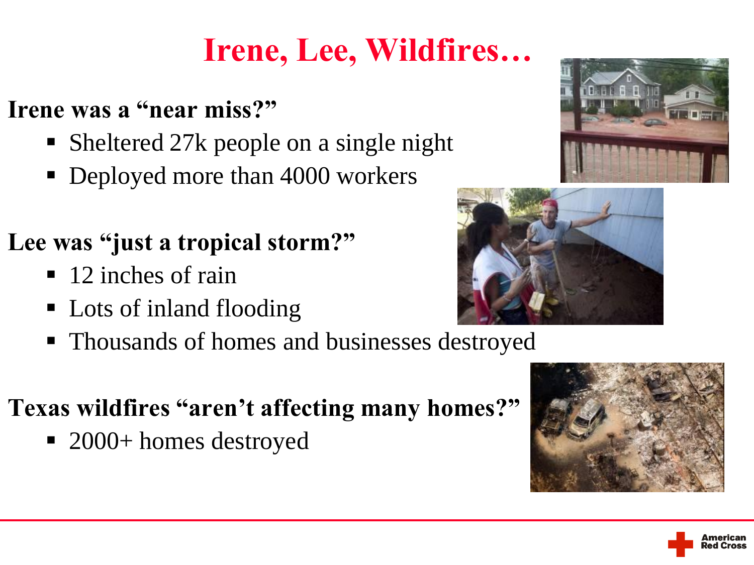# Irene, Lee, Wildfires…

**Irene was a "near miss?"**

- Sheltered 27k people on a single night
- Deployed more than 4000 workers

**Lee was "just a tropical storm?"**

- 12 inches of rain
- Lots of inland flooding
- Thousands of homes and businesses destroyed

**Texas wildfires "aren't affecting many homes?"**

- 2000+ homes destroyed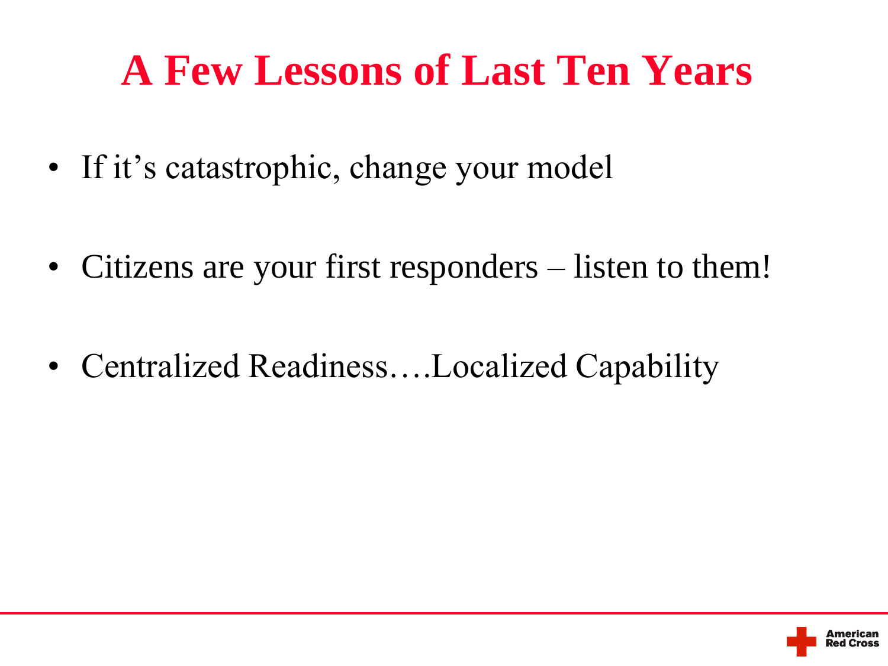# A Few Lessons of Last Ten Years

- If it's catastrophic, change your model
- Citizens are your first responders – listen to them!
- Centralized Readiness….Localized Capability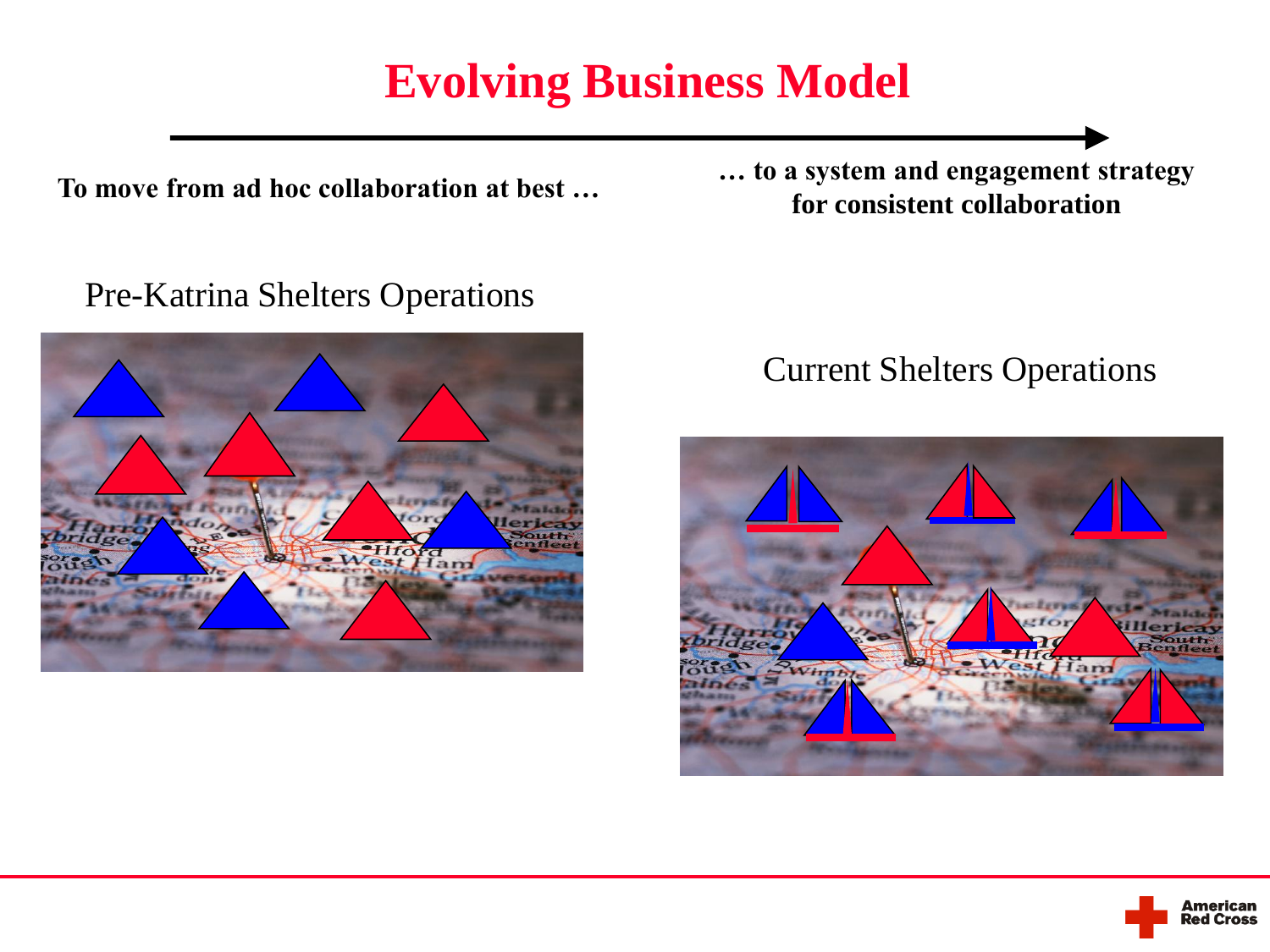# Evolving Business Model

**To move from ad hoc collaboration at best …**

**… to a system and engagement strategy for consistent collaboration**

Pre-Katrina Shelters Operations

Current Shelters Operations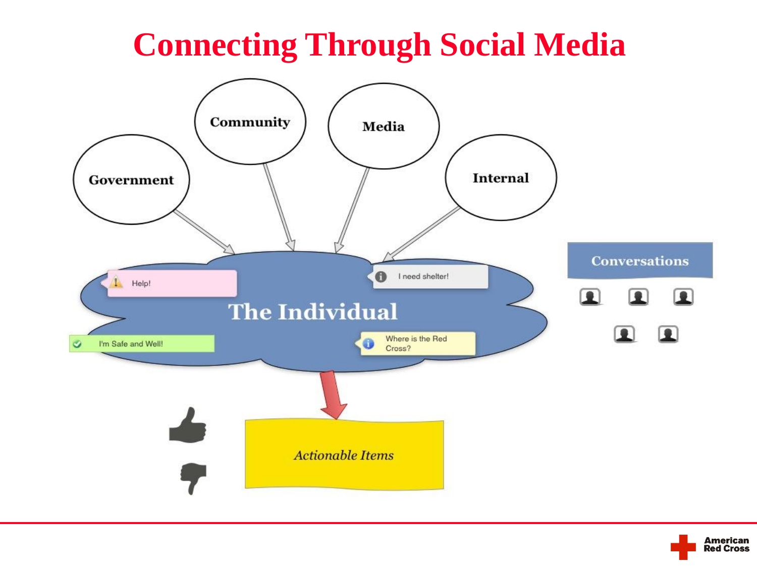# Connecting Through Social Media

Government

Community

Media

Internal

The Individual

Help!

I need shelter!

I'm Safe and Well!

Where is the Red Cross?

Conversations

*Actionable Items*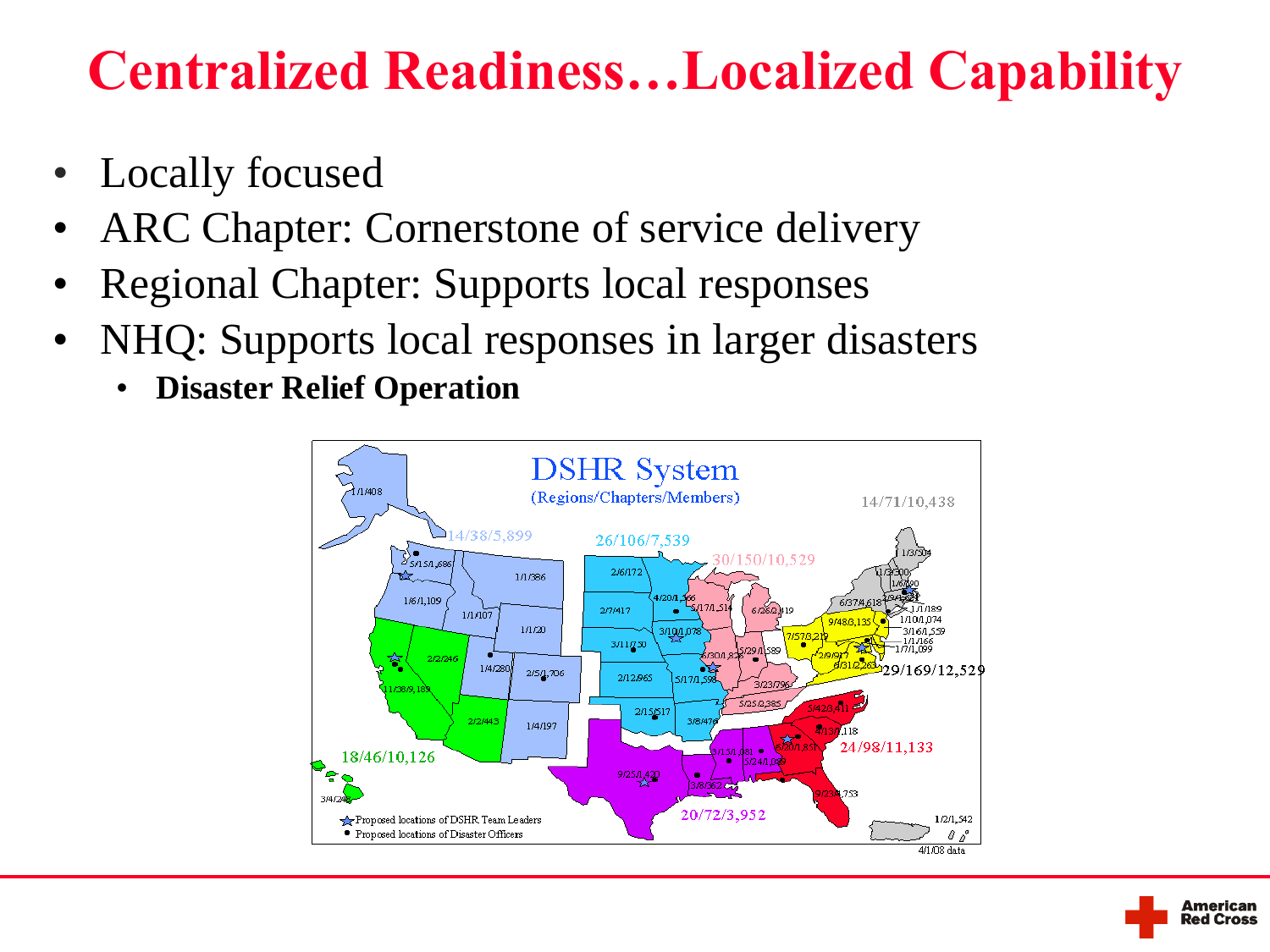# Centralized Readiness…Localized Capability

- Locally focused
- ARC Chapter: Cornerstone of service delivery
- Regional Chapter: Supports local responses
- NHQ: Supports local responses in larger disasters
  - **Disaster Relief Operation**

DSHR System
(Regions/Chapters/Members)

14/71/10,438
14/38/5,899
26/106/7,539
30/150/10,529
29/169/12,529
24/98/11,133
20/72/3,952
18/46/10,126

Proposed locations of DSHR Team Leaders
Proposed locations of Disaster Officers

4/1/08 data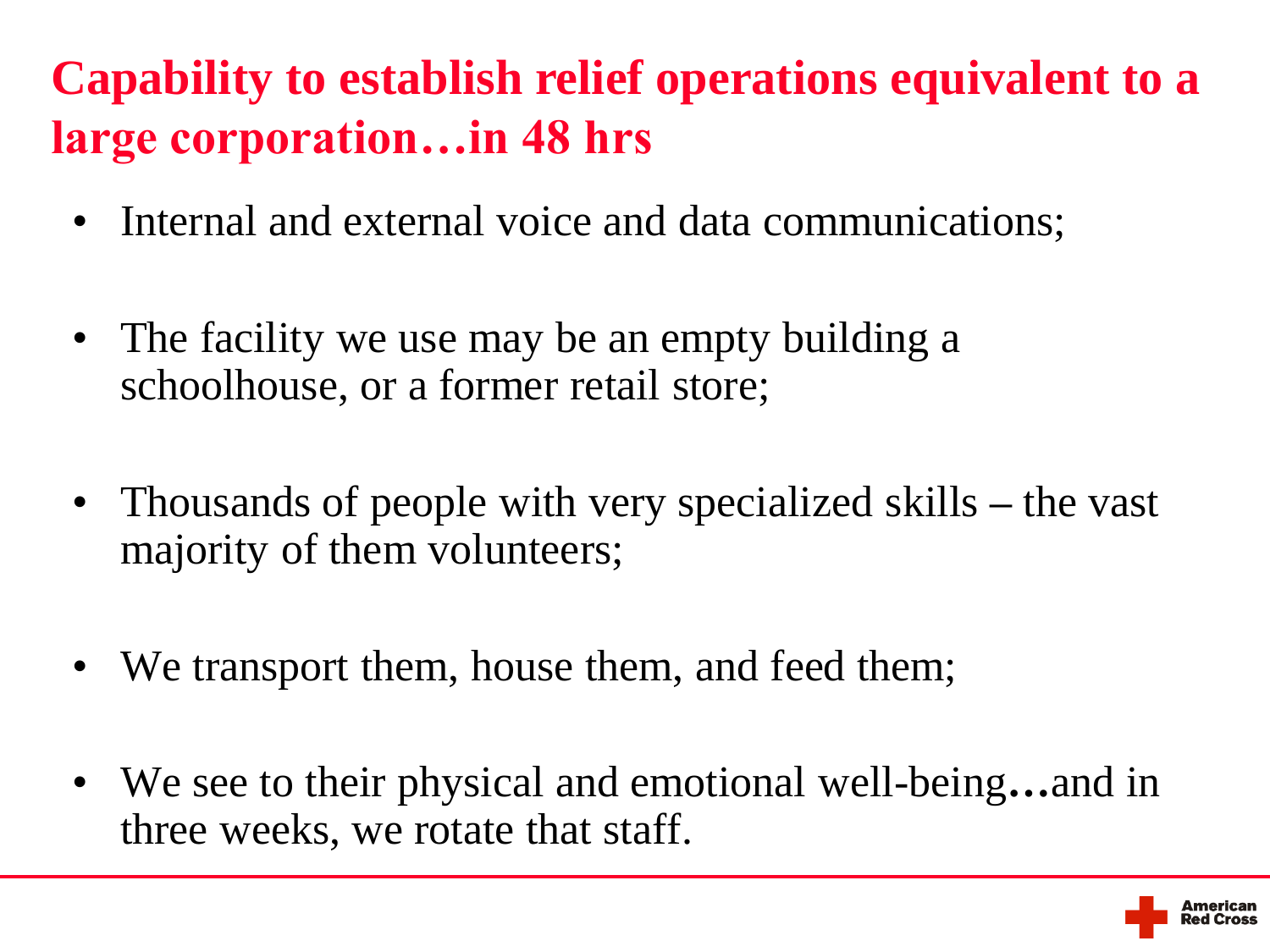# Capability to establish relief operations equivalent to a large corporation…in 48 hrs

- Internal and external voice and data communications;
- The facility we use may be an empty building a schoolhouse, or a former retail store;
- Thousands of people with very specialized skills – the vast majority of them volunteers;
- We transport them, house them, and feed them;
- We see to their physical and emotional well-being…and in three weeks, we rotate that staff.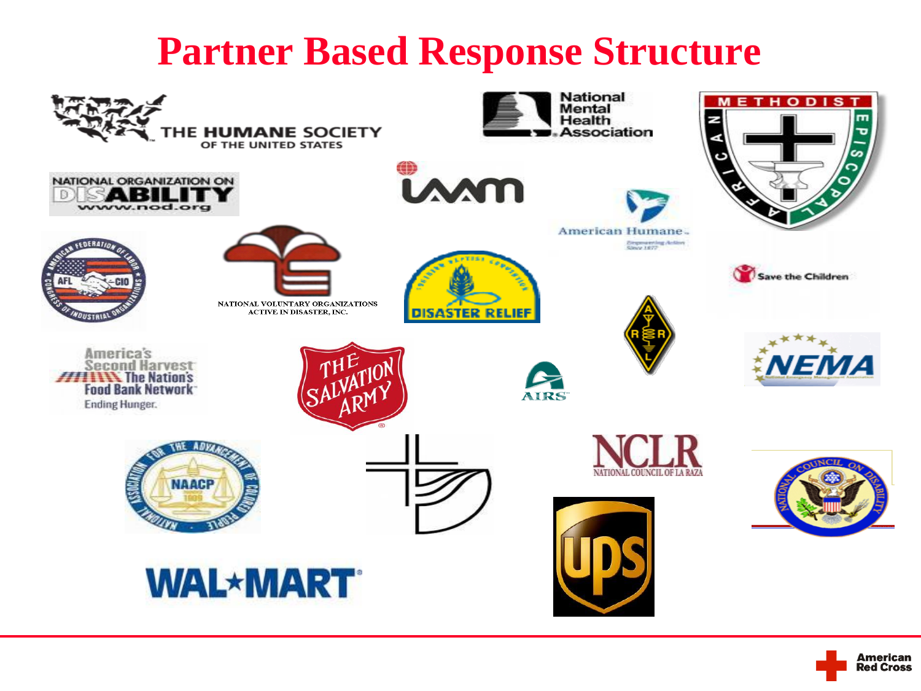# Partner Based Response Structure

THE HUMANE SOCIETY OF THE UNITED STATES

National Mental Health Association

METHODIST AFRICAN EPISCOPAL

NATIONAL ORGANIZATION ON DISABILITY www.nod.org

umm

American Humane

AMERICAN FEDERATION OF LABOR AFL-CIO CONGRESS OF INDUSTRIAL ORGANIZATIONS

NATIONAL VOLUNTARY ORGANIZATIONS ACTIVE IN DISASTER, INC.

DISASTER RELIEF

Save the Children

ARRL

America's Second Harvest The Nation's Food Bank Network Ending Hunger.

THE SALVATION ARMY

AIRS

NEMA

NATIONAL ASSOCIATION FOR THE ADVANCEMENT OF COLORED PEOPLE NAACP 1909

NCLR NATIONAL COUNCIL OF LA RAZA

NATIONAL COUNCIL ON DISABILITY

UPS

WAL*MART

American Red Cross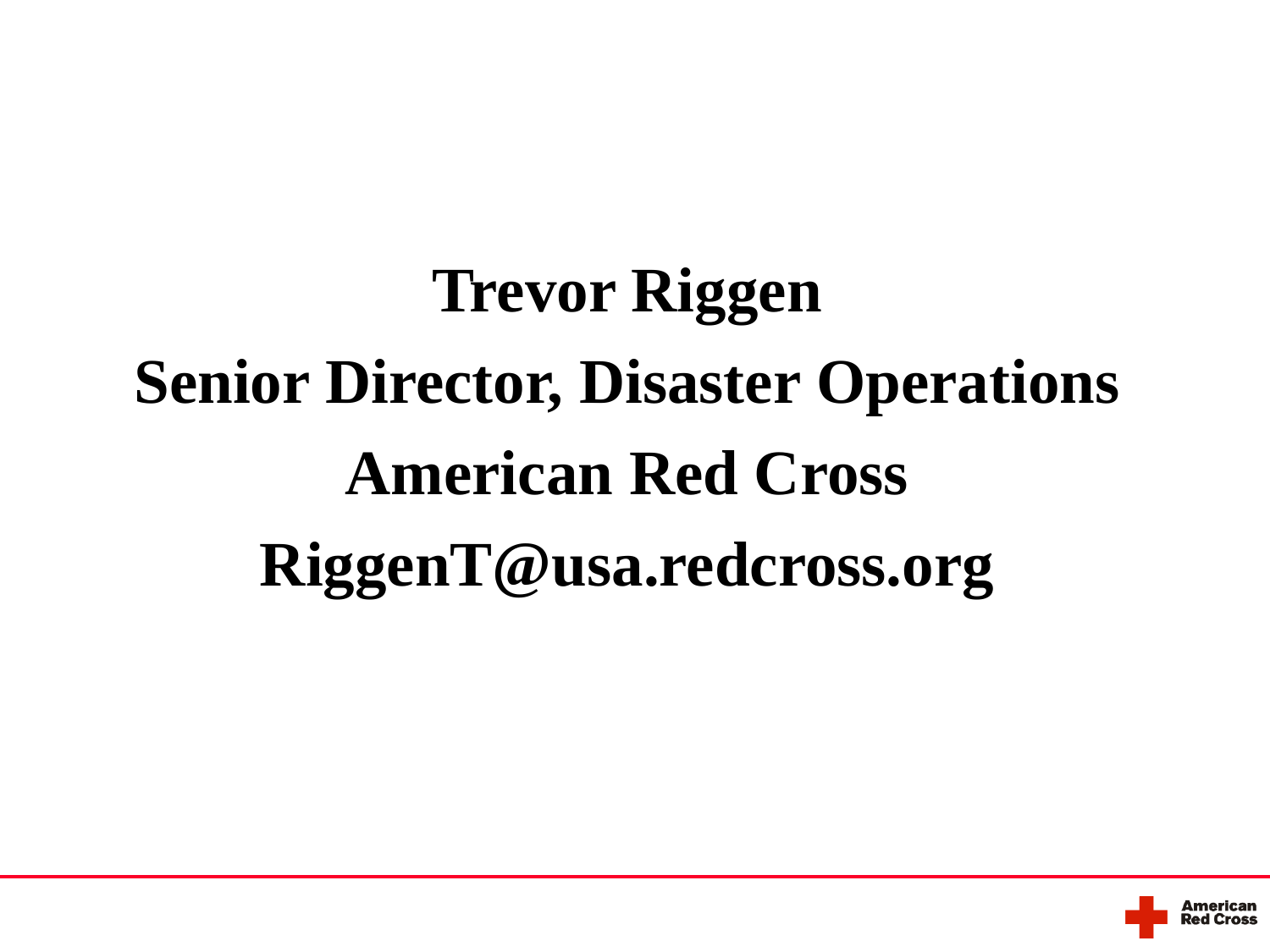**Trevor Riggen**

**Senior Director, Disaster Operations**

**American Red Cross**

**RiggenT@usa.redcross.org**